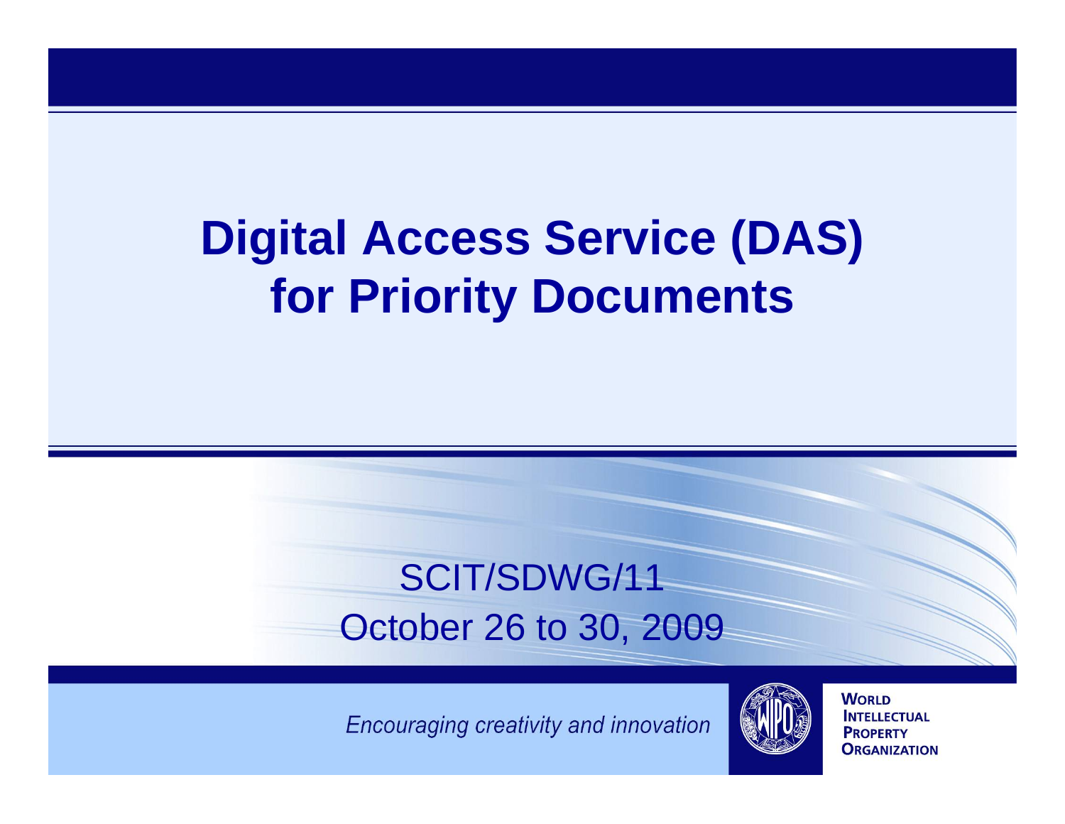# Digital Access Service (DAS) for Priority Documents

SCIT/SDWG/11

October 26 to 30, 2009

*Encouraging creativity and innovation*

WORLD INTELLECTUAL PROPERTY ORGANIZATION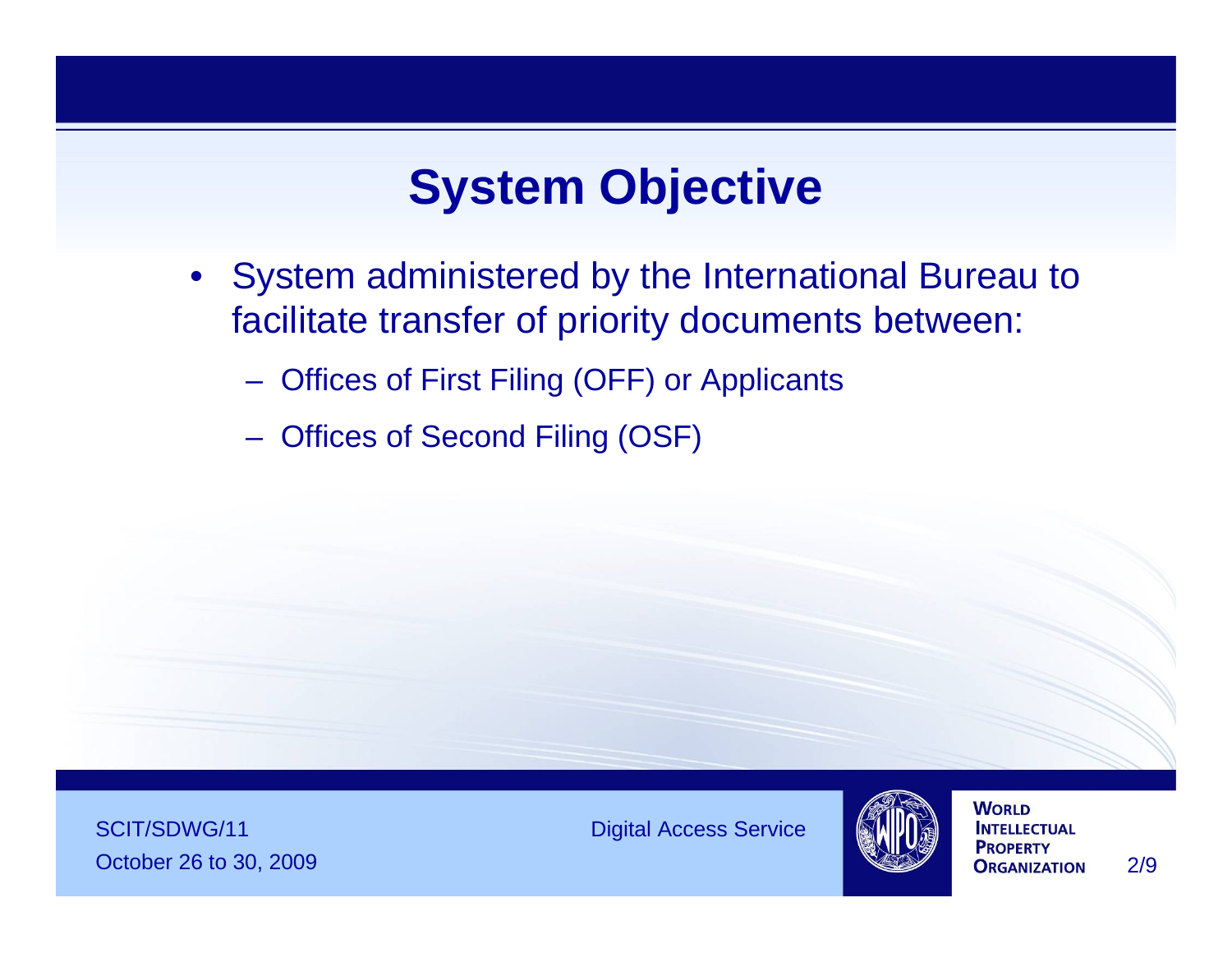# System Objective

- System administered by the International Bureau to facilitate transfer of priority documents between:
  - Offices of First Filing (OFF) or Applicants
  - Offices of Second Filing (OSF)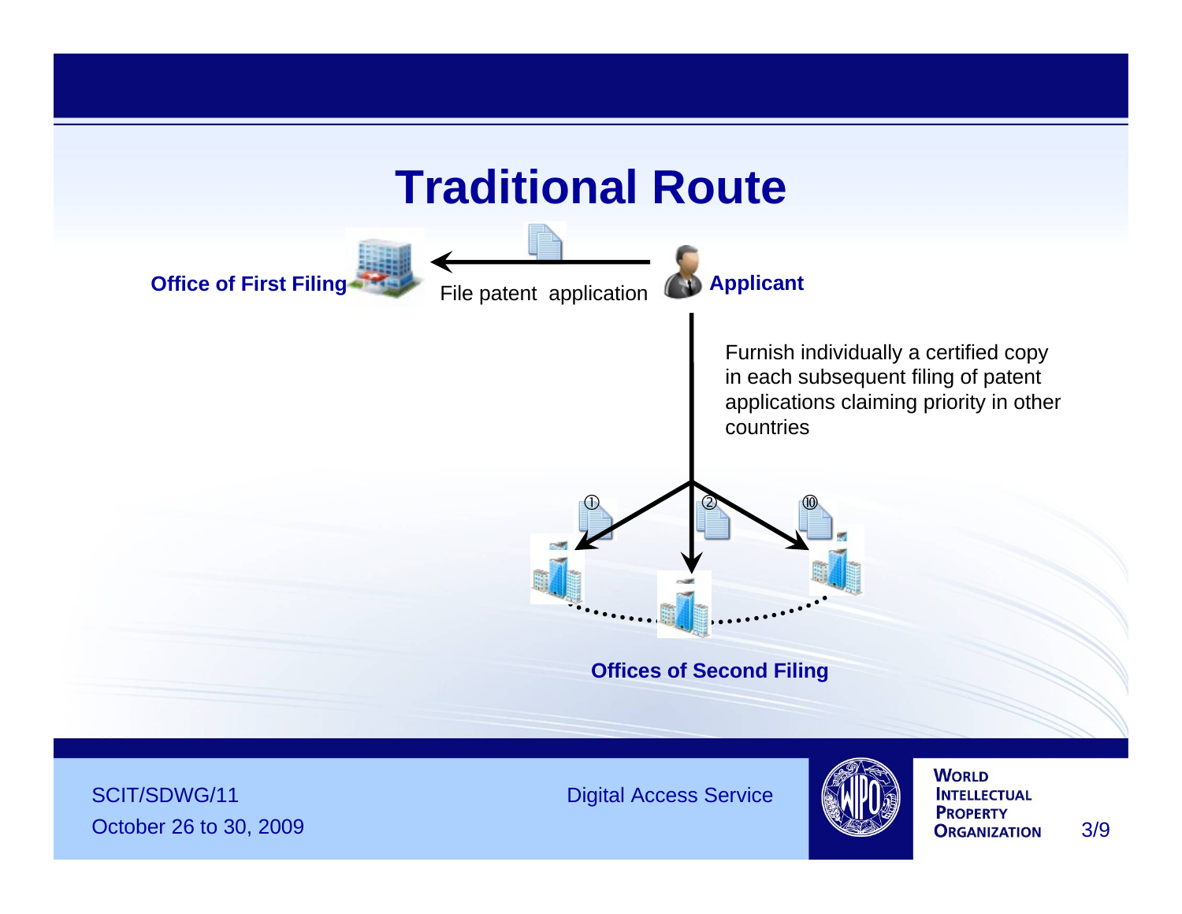# Traditional Route

**Office of First Filing**

File patent application

**Applicant**

Furnish individually a certified copy in each subsequent filing of patent applications claiming priority in other countries

① ② ⑩

**Offices of Second Filing**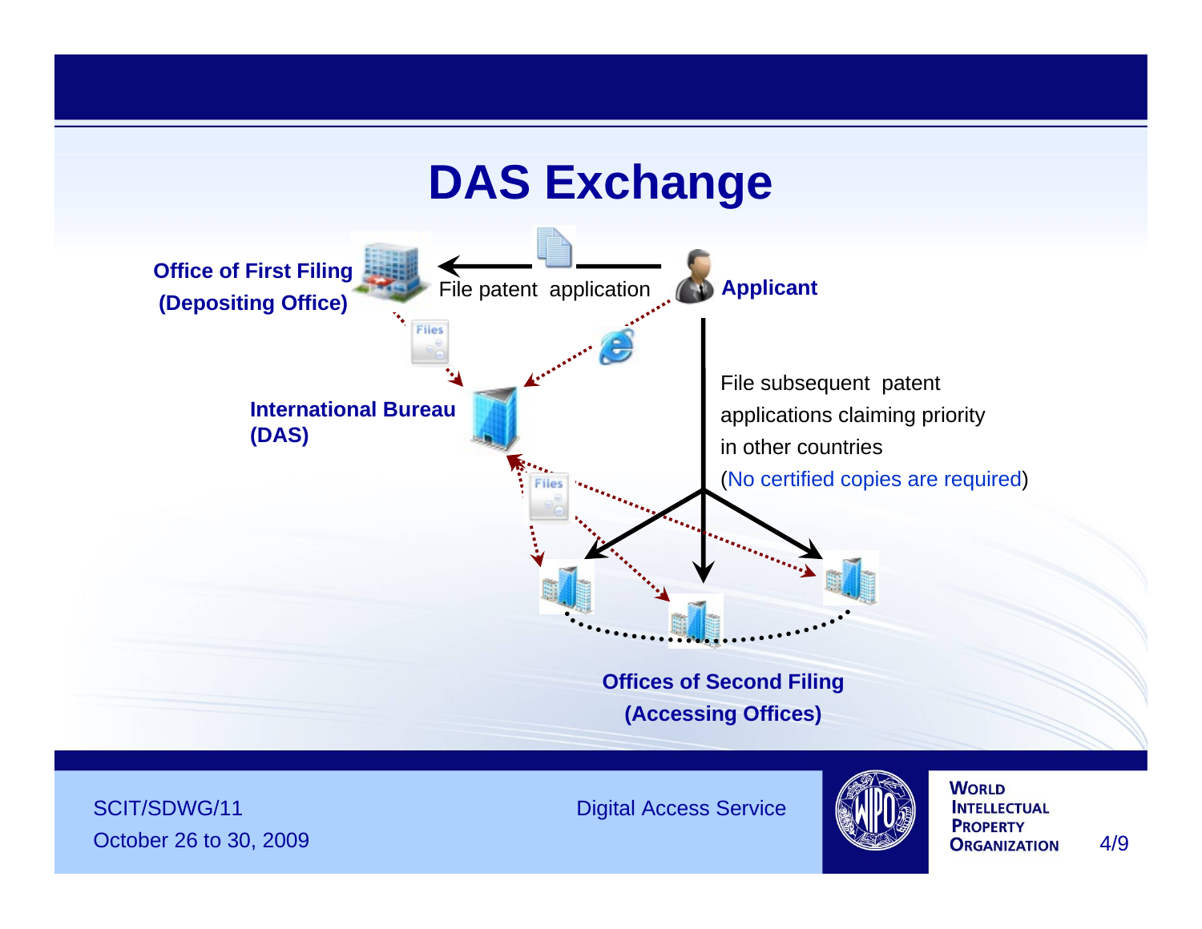# DAS Exchange

**Office of First Filing (Depositing Office)**

File patent application

**Applicant**

**International Bureau (DAS)**

File subsequent patent applications claiming priority in other countries (No certified copies are required)

**Offices of Second Filing (Accessing Offices)**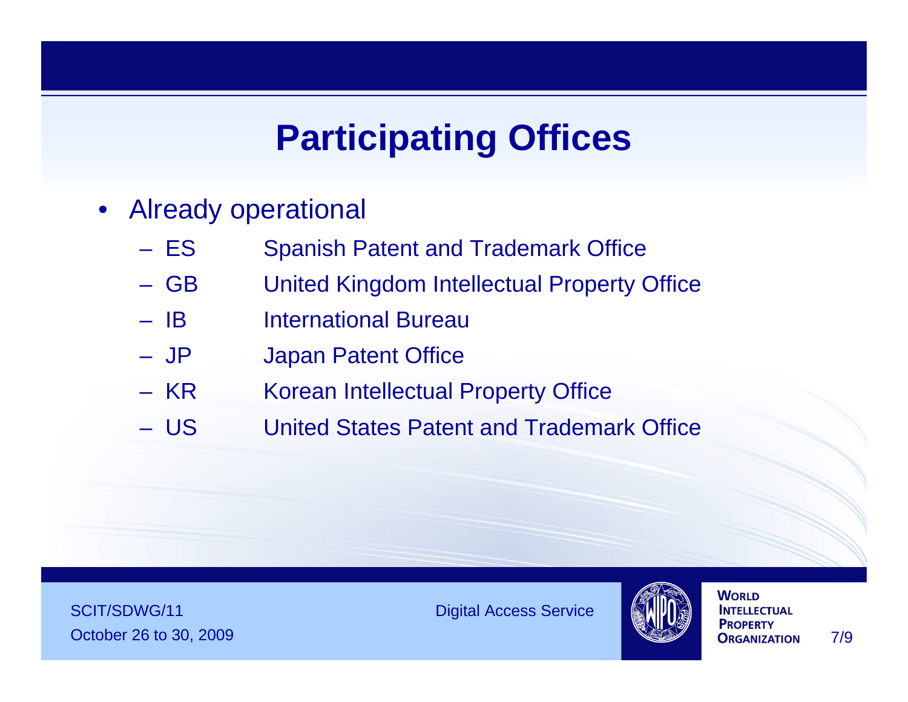# Participating Offices

- Already operational
  - ES  Spanish Patent and Trademark Office
  - GB  United Kingdom Intellectual Property Office
  - IB  International Bureau
  - JP  Japan Patent Office
  - KR  Korean Intellectual Property Office
  - US  United States Patent and Trademark Office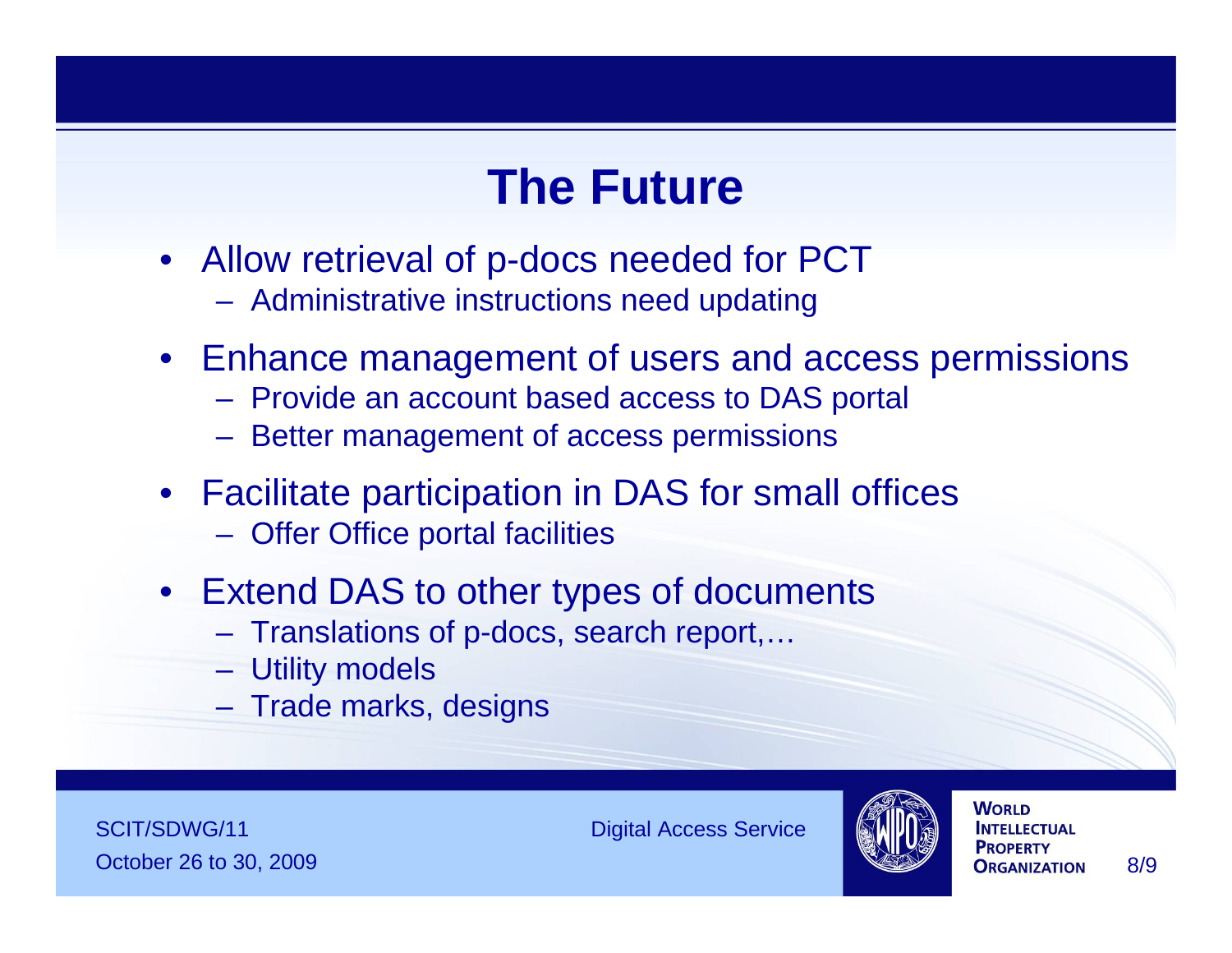# The Future

- Allow retrieval of p-docs needed for PCT
  - Administrative instructions need updating
- Enhance management of users and access permissions
  - Provide an account based access to DAS portal
  - Better management of access permissions
- Facilitate participation in DAS for small offices
  - Offer Office portal facilities
- Extend DAS to other types of documents
  - Translations of p-docs, search report,…
  - Utility models
  - Trade marks, designs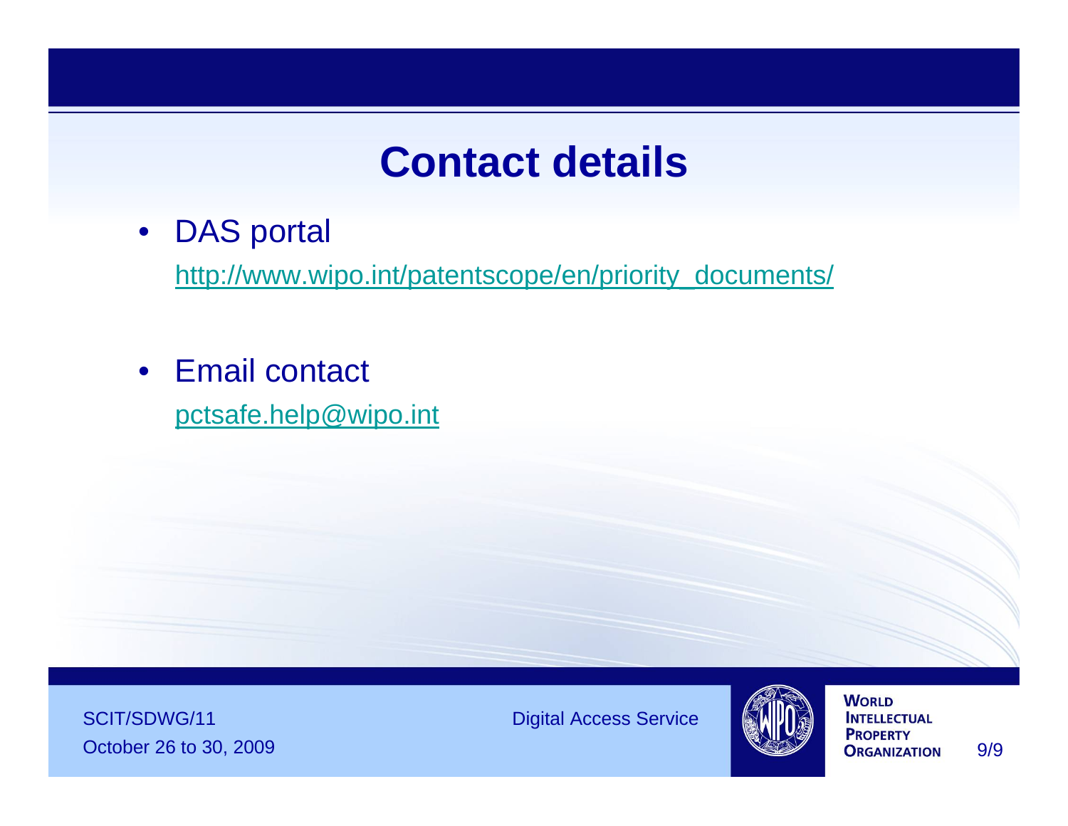# Contact details

- DAS portal

  http://www.wipo.int/patentscope/en/priority_documents/

- Email contact

  pctsafe.help@wipo.int